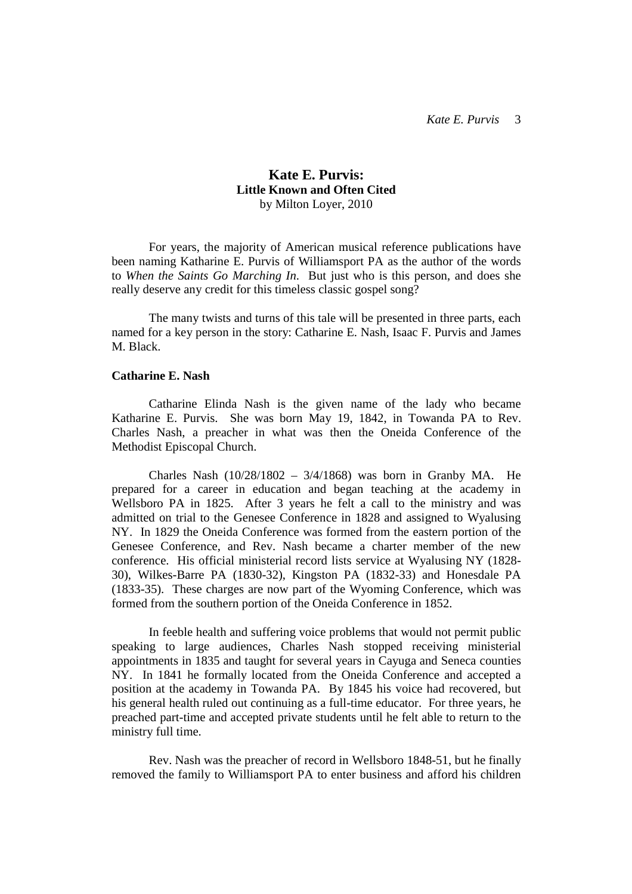# Kate E. Purvis:
## Little Known and Often Cited
by Milton Loyer, 2010

For years, the majority of American musical reference publications have been naming Katharine E. Purvis of Williamsport PA as the author of the words to *When the Saints Go Marching In*. But just who is this person, and does she really deserve any credit for this timeless classic gospel song?

The many twists and turns of this tale will be presented in three parts, each named for a key person in the story: Catharine E. Nash, Isaac F. Purvis and James M. Black.

### Catharine E. Nash

Catharine Elinda Nash is the given name of the lady who became Katharine E. Purvis. She was born May 19, 1842, in Towanda PA to Rev. Charles Nash, a preacher in what was then the Oneida Conference of the Methodist Episcopal Church.

Charles Nash (10/28/1802 – 3/4/1868) was born in Granby MA. He prepared for a career in education and began teaching at the academy in Wellsboro PA in 1825. After 3 years he felt a call to the ministry and was admitted on trial to the Genesee Conference in 1828 and assigned to Wyalusing NY. In 1829 the Oneida Conference was formed from the eastern portion of the Genesee Conference, and Rev. Nash became a charter member of the new conference. His official ministerial record lists service at Wyalusing NY (1828-30), Wilkes-Barre PA (1830-32), Kingston PA (1832-33) and Honesdale PA (1833-35). These charges are now part of the Wyoming Conference, which was formed from the southern portion of the Oneida Conference in 1852.

In feeble health and suffering voice problems that would not permit public speaking to large audiences, Charles Nash stopped receiving ministerial appointments in 1835 and taught for several years in Cayuga and Seneca counties NY. In 1841 he formally located from the Oneida Conference and accepted a position at the academy in Towanda PA. By 1845 his voice had recovered, but his general health ruled out continuing as a full-time educator. For three years, he preached part-time and accepted private students until he felt able to return to the ministry full time.

Rev. Nash was the preacher of record in Wellsboro 1848-51, but he finally removed the family to Williamsport PA to enter business and afford his children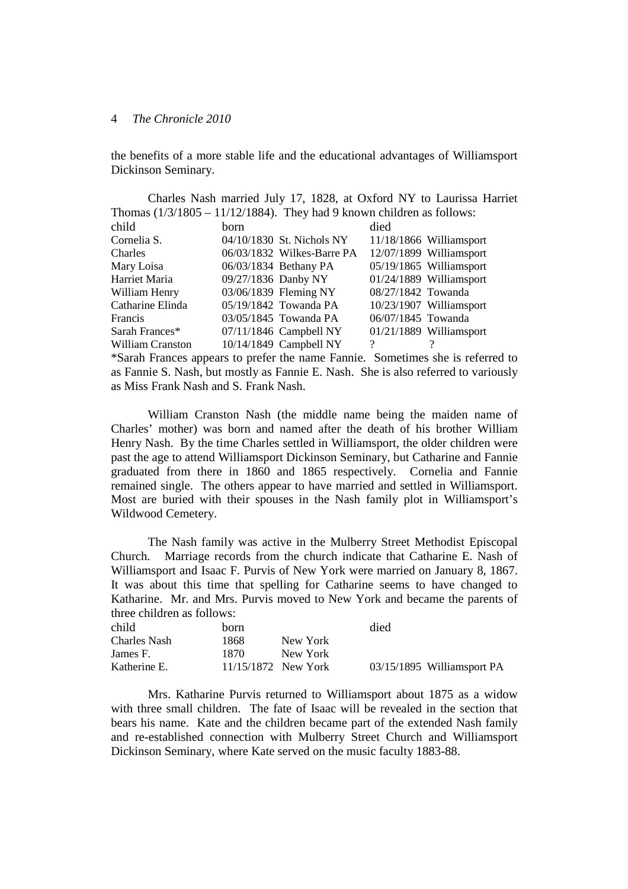the benefits of a more stable life and the educational advantages of Williamsport Dickinson Seminary.

Charles Nash married July 17, 1828, at Oxford NY to Laurissa Harriet Thomas (1/3/1805 – 11/12/1884). They had 9 known children as follows:

| child | born | | died | |
|---|---|---|---|---|
| Cornelia S. | 04/10/1830 | St. Nichols NY | 11/18/1866 | Williamsport |
| Charles | 06/03/1832 | Wilkes-Barre PA | 12/07/1899 | Williamsport |
| Mary Loisa | 06/03/1834 | Bethany PA | 05/19/1865 | Williamsport |
| Harriet Maria | 09/27/1836 | Danby NY | 01/24/1889 | Williamsport |
| William Henry | 03/06/1839 | Fleming NY | 08/27/1842 | Towanda |
| Catharine Elinda | 05/19/1842 | Towanda PA | 10/23/1907 | Williamsport |
| Francis | 03/05/1845 | Towanda PA | 06/07/1845 | Towanda |
| Sarah Frances* | 07/11/1846 | Campbell NY | 01/21/1889 | Williamsport |
| William Cranston | 10/14/1849 | Campbell NY | ? | ? |

*Sarah Frances appears to prefer the name Fannie. Sometimes she is referred to as Fannie S. Nash, but mostly as Fannie E. Nash. She is also referred to variously as Miss Frank Nash and S. Frank Nash.

William Cranston Nash (the middle name being the maiden name of Charles' mother) was born and named after the death of his brother William Henry Nash. By the time Charles settled in Williamsport, the older children were past the age to attend Williamsport Dickinson Seminary, but Catharine and Fannie graduated from there in 1860 and 1865 respectively. Cornelia and Fannie remained single. The others appear to have married and settled in Williamsport. Most are buried with their spouses in the Nash family plot in Williamsport's Wildwood Cemetery.

The Nash family was active in the Mulberry Street Methodist Episcopal Church. Marriage records from the church indicate that Catharine E. Nash of Williamsport and Isaac F. Purvis of New York were married on January 8, 1867. It was about this time that spelling for Catharine seems to have changed to Katharine. Mr. and Mrs. Purvis moved to New York and became the parents of three children as follows:

| child | born | | died | |
|---|---|---|---|---|
| Charles Nash | 1868 | New York | | |
| James F. | 1870 | New York | | |
| Katherine E. | 11/15/1872 | New York | 03/15/1895 | Williamsport PA |

Mrs. Katharine Purvis returned to Williamsport about 1875 as a widow with three small children. The fate of Isaac will be revealed in the section that bears his name. Kate and the children became part of the extended Nash family and re-established connection with Mulberry Street Church and Williamsport Dickinson Seminary, where Kate served on the music faculty 1883-88.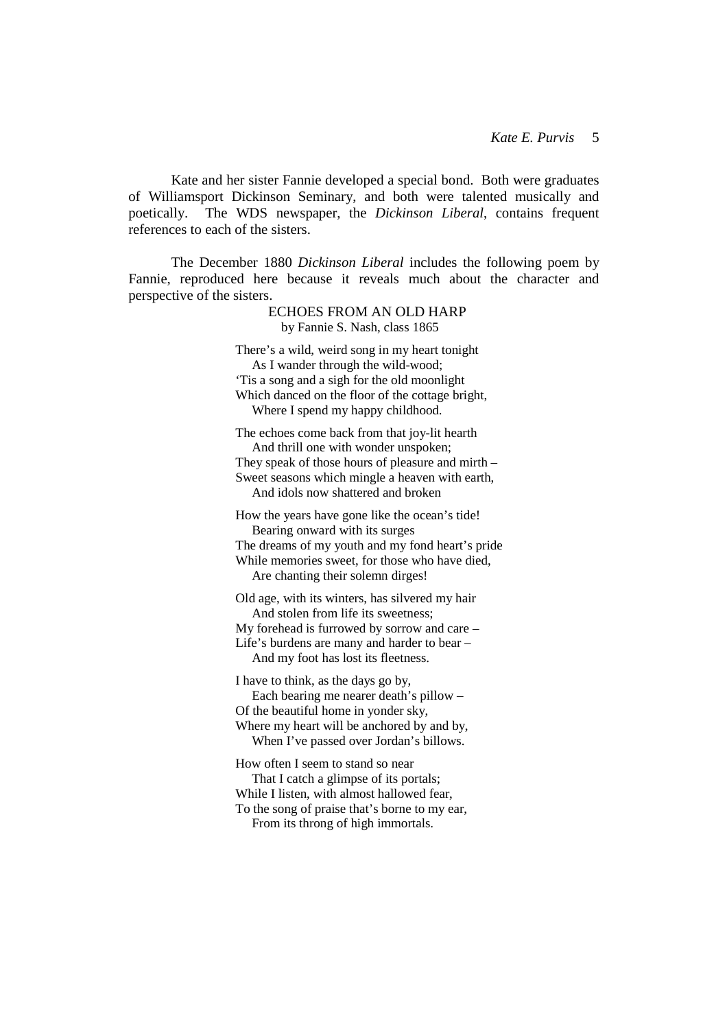Kate and her sister Fannie developed a special bond. Both were graduates of Williamsport Dickinson Seminary, and both were talented musically and poetically. The WDS newspaper, the *Dickinson Liberal*, contains frequent references to each of the sisters.

The December 1880 *Dickinson Liberal* includes the following poem by Fannie, reproduced here because it reveals much about the character and perspective of the sisters.

ECHOES FROM AN OLD HARP
by Fannie S. Nash, class 1865

There's a wild, weird song in my heart tonight  
    As I wander through the wild-wood;  
'Tis a song and a sigh for the old moonlight  
Which danced on the floor of the cottage bright,  
    Where I spend my happy childhood.

The echoes come back from that joy-lit hearth  
    And thrill one with wonder unspoken;  
They speak of those hours of pleasure and mirth –  
Sweet seasons which mingle a heaven with earth,  
    And idols now shattered and broken

How the years have gone like the ocean's tide!  
    Bearing onward with its surges  
The dreams of my youth and my fond heart's pride  
While memories sweet, for those who have died,  
    Are chanting their solemn dirges!

Old age, with its winters, has silvered my hair  
    And stolen from life its sweetness;  
My forehead is furrowed by sorrow and care –  
Life's burdens are many and harder to bear –  
    And my foot has lost its fleetness.

I have to think, as the days go by,  
    Each bearing me nearer death's pillow –  
Of the beautiful home in yonder sky,  
Where my heart will be anchored by and by,  
    When I've passed over Jordan's billows.

How often I seem to stand so near  
    That I catch a glimpse of its portals;  
While I listen, with almost hallowed fear,  
To the song of praise that's borne to my ear,  
    From its throng of high immortals.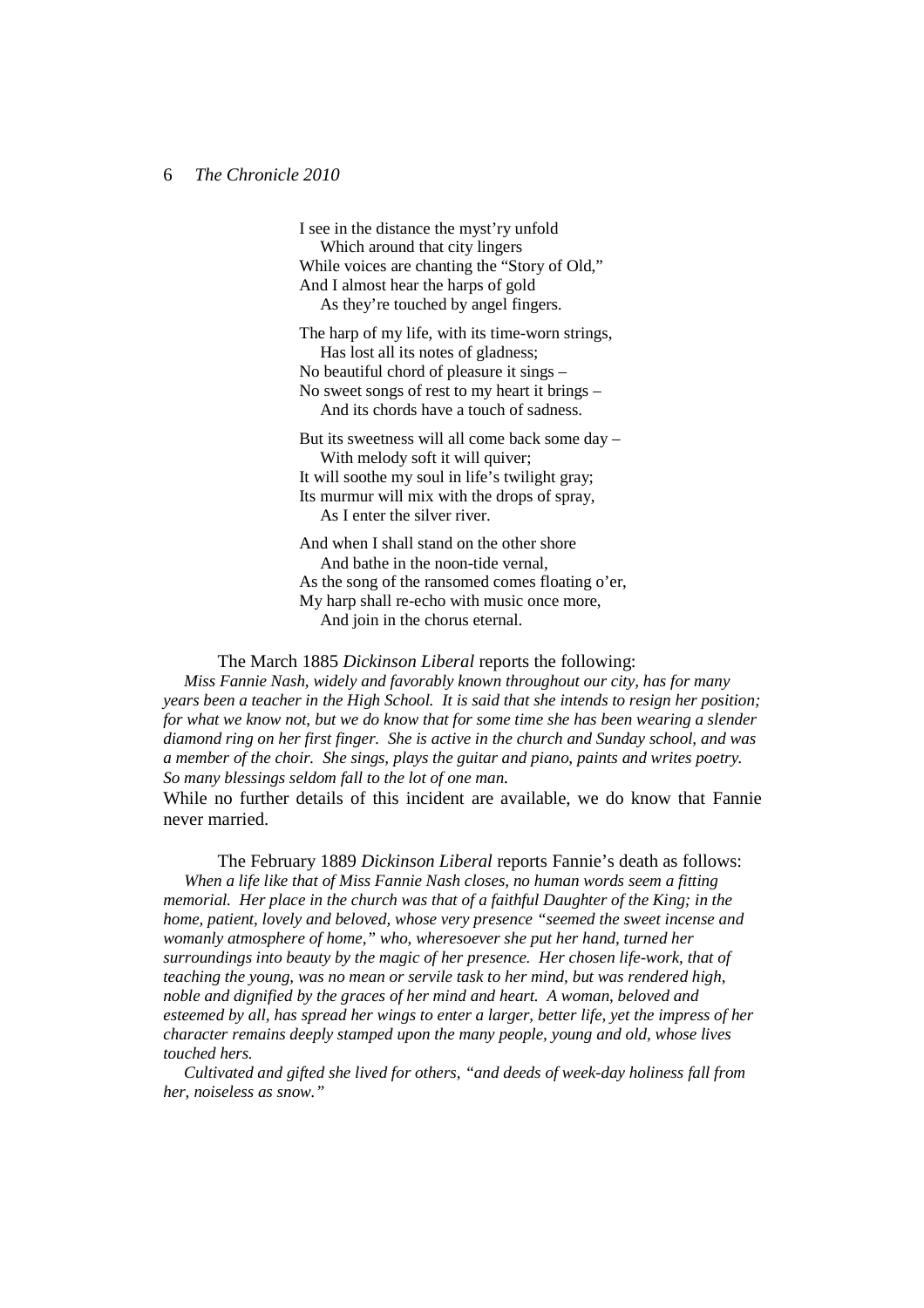I see in the distance the myst'ry unfold
    Which around that city lingers
While voices are chanting the "Story of Old,"
And I almost hear the harps of gold
    As they're touched by angel fingers.

The harp of my life, with its time-worn strings,
    Has lost all its notes of gladness;
No beautiful chord of pleasure it sings –
No sweet songs of rest to my heart it brings –
    And its chords have a touch of sadness.

But its sweetness will all come back some day –
    With melody soft it will quiver;
It will soothe my soul in life's twilight gray;
Its murmur will mix with the drops of spray,
    As I enter the silver river.

And when I shall stand on the other shore
    And bathe in the noon-tide vernal,
As the song of the ransomed comes floating o'er,
My harp shall re-echo with music once more,
    And join in the chorus eternal.

The March 1885 *Dickinson Liberal* reports the following:

*Miss Fannie Nash, widely and favorably known throughout our city, has for many years been a teacher in the High School. It is said that she intends to resign her position; for what we know not, but we do know that for some time she has been wearing a slender diamond ring on her first finger. She is active in the church and Sunday school, and was a member of the choir. She sings, plays the guitar and piano, paints and writes poetry. So many blessings seldom fall to the lot of one man.*

While no further details of this incident are available, we do know that Fannie never married.

The February 1889 *Dickinson Liberal* reports Fannie's death as follows:

*When a life like that of Miss Fannie Nash closes, no human words seem a fitting memorial. Her place in the church was that of a faithful Daughter of the King; in the home, patient, lovely and beloved, whose very presence "seemed the sweet incense and womanly atmosphere of home," who, wheresoever she put her hand, turned her surroundings into beauty by the magic of her presence. Her chosen life-work, that of teaching the young, was no mean or servile task to her mind, but was rendered high, noble and dignified by the graces of her mind and heart. A woman, beloved and esteemed by all, has spread her wings to enter a larger, better life, yet the impress of her character remains deeply stamped upon the many people, young and old, whose lives touched hers.*

*Cultivated and gifted she lived for others, "and deeds of week-day holiness fall from her, noiseless as snow."*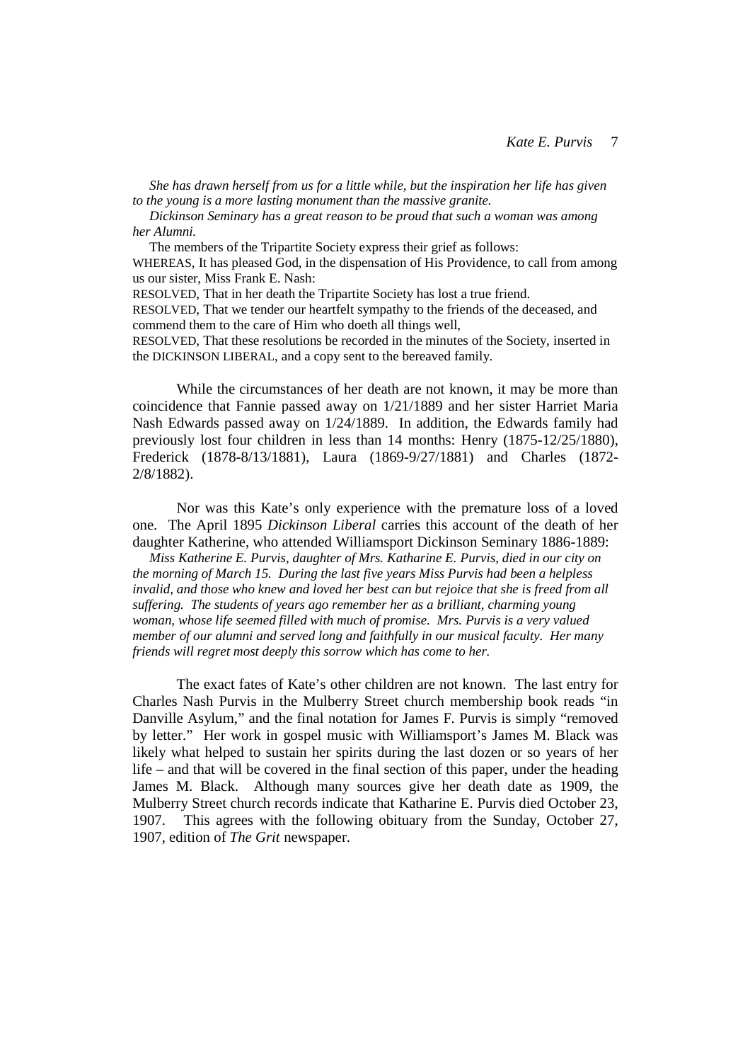*She has drawn herself from us for a little while, but the inspiration her life has given to the young is a more lasting monument than the massive granite.*

*Dickinson Seminary has a great reason to be proud that such a woman was among her Alumni.*

The members of the Tripartite Society express their grief as follows:

WHEREAS, It has pleased God, in the dispensation of His Providence, to call from among us our sister, Miss Frank E. Nash:

RESOLVED, That in her death the Tripartite Society has lost a true friend.

RESOLVED, That we tender our heartfelt sympathy to the friends of the deceased, and commend them to the care of Him who doeth all things well,

RESOLVED, That these resolutions be recorded in the minutes of the Society, inserted in the DICKINSON LIBERAL, and a copy sent to the bereaved family.

While the circumstances of her death are not known, it may be more than coincidence that Fannie passed away on 1/21/1889 and her sister Harriet Maria Nash Edwards passed away on 1/24/1889. In addition, the Edwards family had previously lost four children in less than 14 months: Henry (1875-12/25/1880), Frederick (1878-8/13/1881), Laura (1869-9/27/1881) and Charles (1872-2/8/1882).

Nor was this Kate's only experience with the premature loss of a loved one. The April 1895 *Dickinson Liberal* carries this account of the death of her daughter Katherine, who attended Williamsport Dickinson Seminary 1886-1889:

*Miss Katherine E. Purvis, daughter of Mrs. Katharine E. Purvis, died in our city on the morning of March 15. During the last five years Miss Purvis had been a helpless invalid, and those who knew and loved her best can but rejoice that she is freed from all suffering. The students of years ago remember her as a brilliant, charming young woman, whose life seemed filled with much of promise. Mrs. Purvis is a very valued member of our alumni and served long and faithfully in our musical faculty. Her many friends will regret most deeply this sorrow which has come to her.*

The exact fates of Kate's other children are not known. The last entry for Charles Nash Purvis in the Mulberry Street church membership book reads "in Danville Asylum," and the final notation for James F. Purvis is simply "removed by letter." Her work in gospel music with Williamsport's James M. Black was likely what helped to sustain her spirits during the last dozen or so years of her life – and that will be covered in the final section of this paper, under the heading James M. Black. Although many sources give her death date as 1909, the Mulberry Street church records indicate that Katharine E. Purvis died October 23, 1907. This agrees with the following obituary from the Sunday, October 27, 1907, edition of *The Grit* newspaper.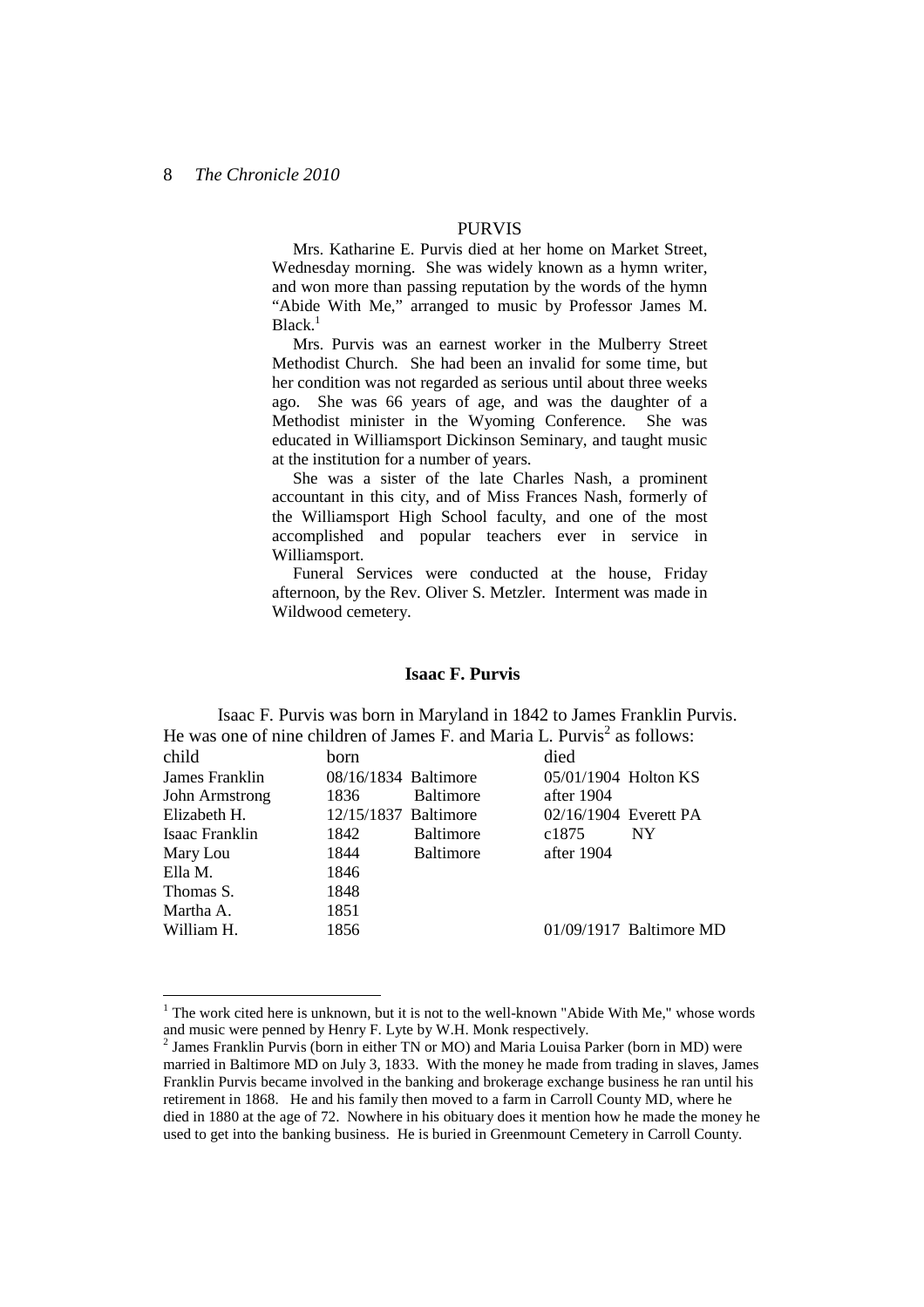## PURVIS

Mrs. Katharine E. Purvis died at her home on Market Street, Wednesday morning. She was widely known as a hymn writer, and won more than passing reputation by the words of the hymn "Abide With Me," arranged to music by Professor James M. Black.[1]

Mrs. Purvis was an earnest worker in the Mulberry Street Methodist Church. She had been an invalid for some time, but her condition was not regarded as serious until about three weeks ago. She was 66 years of age, and was the daughter of a Methodist minister in the Wyoming Conference. She was educated in Williamsport Dickinson Seminary, and taught music at the institution for a number of years.

She was a sister of the late Charles Nash, a prominent accountant in this city, and of Miss Frances Nash, formerly of the Williamsport High School faculty, and one of the most accomplished and popular teachers ever in service in Williamsport.

Funeral Services were conducted at the house, Friday afternoon, by the Rev. Oliver S. Metzler. Interment was made in Wildwood cemetery.

### Isaac F. Purvis

Isaac F. Purvis was born in Maryland in 1842 to James Franklin Purvis. He was one of nine children of James F. and Maria L. Purvis[2] as follows:

| child | born | | died | |
|---|---|---|---|---|
| James Franklin | 08/16/1834 | Baltimore | 05/01/1904 | Holton KS |
| John Armstrong | 1836 | Baltimore | after 1904 | |
| Elizabeth H. | 12/15/1837 | Baltimore | 02/16/1904 | Everett PA |
| Isaac Franklin | 1842 | Baltimore | c1875 | NY |
| Mary Lou | 1844 | Baltimore | after 1904 | |
| Ella M. | 1846 | | | |
| Thomas S. | 1848 | | | |
| Martha A. | 1851 | | | |
| William H. | 1856 | | 01/09/1917 | Baltimore MD |

---

[1] The work cited here is unknown, but it is not to the well-known "Abide With Me," whose words and music were penned by Henry F. Lyte by W.H. Monk respectively.

[2] James Franklin Purvis (born in either TN or MO) and Maria Louisa Parker (born in MD) were married in Baltimore MD on July 3, 1833. With the money he made from trading in slaves, James Franklin Purvis became involved in the banking and brokerage exchange business he ran until his retirement in 1868. He and his family then moved to a farm in Carroll County MD, where he died in 1880 at the age of 72. Nowhere in his obituary does it mention how he made the money he used to get into the banking business. He is buried in Greenmount Cemetery in Carroll County.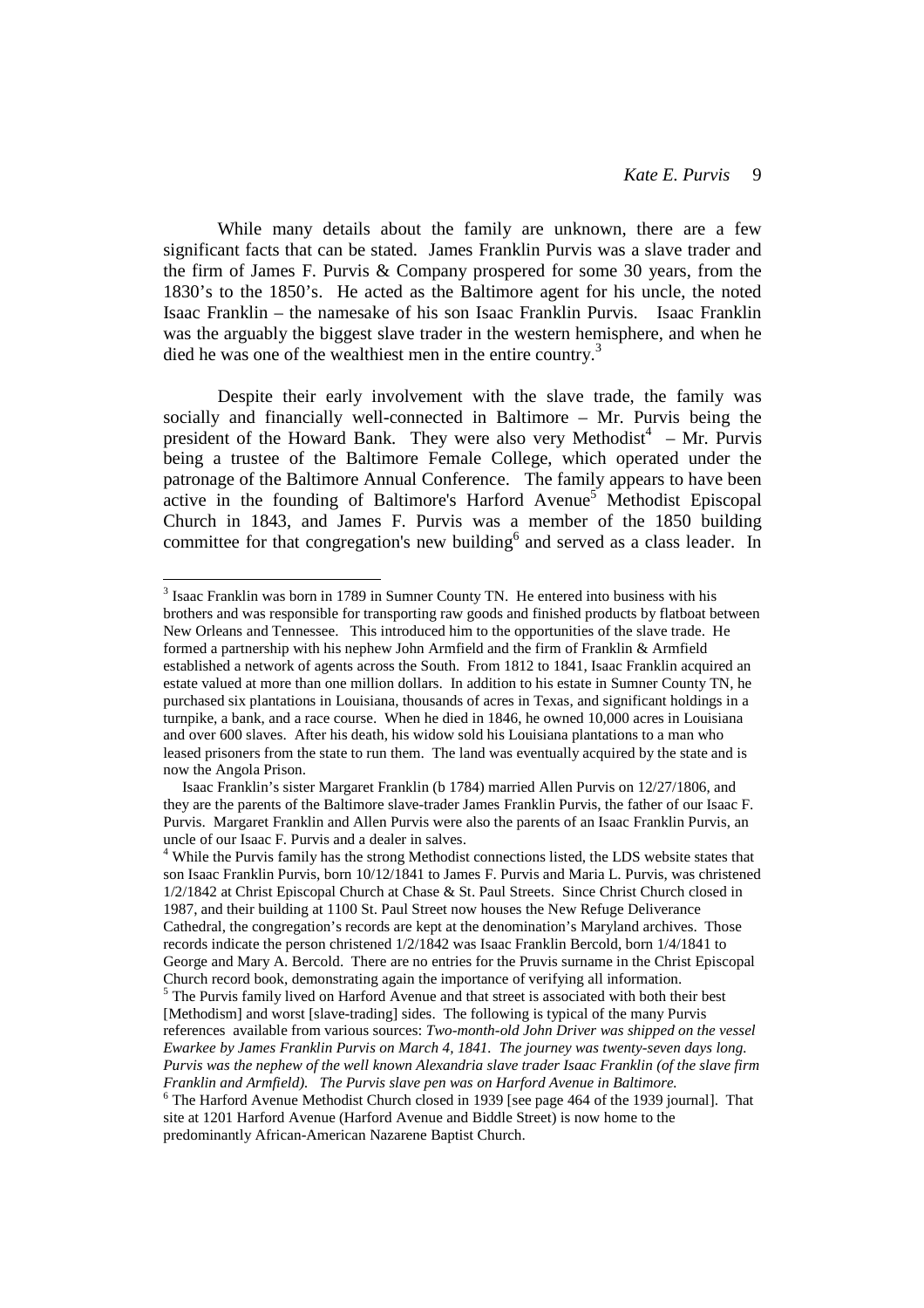While many details about the family are unknown, there are a few significant facts that can be stated. James Franklin Purvis was a slave trader and the firm of James F. Purvis & Company prospered for some 30 years, from the 1830's to the 1850's. He acted as the Baltimore agent for his uncle, the noted Isaac Franklin – the namesake of his son Isaac Franklin Purvis. Isaac Franklin was the arguably the biggest slave trader in the western hemisphere, and when he died he was one of the wealthiest men in the entire country.[3]

Despite their early involvement with the slave trade, the family was socially and financially well-connected in Baltimore – Mr. Purvis being the president of the Howard Bank. They were also very Methodist[4] – Mr. Purvis being a trustee of the Baltimore Female College, which operated under the patronage of the Baltimore Annual Conference. The family appears to have been active in the founding of Baltimore's Harford Avenue[5] Methodist Episcopal Church in 1843, and James F. Purvis was a member of the 1850 building committee for that congregation's new building[6] and served as a class leader. In

---

[3] Isaac Franklin was born in 1789 in Sumner County TN. He entered into business with his brothers and was responsible for transporting raw goods and finished products by flatboat between New Orleans and Tennessee. This introduced him to the opportunities of the slave trade. He formed a partnership with his nephew John Armfield and the firm of Franklin & Armfield established a network of agents across the South. From 1812 to 1841, Isaac Franklin acquired an estate valued at more than one million dollars. In addition to his estate in Sumner County TN, he purchased six plantations in Louisiana, thousands of acres in Texas, and significant holdings in a turnpike, a bank, and a race course. When he died in 1846, he owned 10,000 acres in Louisiana and over 600 slaves. After his death, his widow sold his Louisiana plantations to a man who leased prisoners from the state to run them. The land was eventually acquired by the state and is now the Angola Prison.

Isaac Franklin's sister Margaret Franklin (b 1784) married Allen Purvis on 12/27/1806, and they are the parents of the Baltimore slave-trader James Franklin Purvis, the father of our Isaac F. Purvis. Margaret Franklin and Allen Purvis were also the parents of an Isaac Franklin Purvis, an uncle of our Isaac F. Purvis and a dealer in salves.

[4] While the Purvis family has the strong Methodist connections listed, the LDS website states that son Isaac Franklin Purvis, born 10/12/1841 to James F. Purvis and Maria L. Purvis, was christened 1/2/1842 at Christ Episcopal Church at Chase & St. Paul Streets. Since Christ Church closed in 1987, and their building at 1100 St. Paul Street now houses the New Refuge Deliverance Cathedral, the congregation's records are kept at the denomination's Maryland archives. Those records indicate the person christened 1/2/1842 was Isaac Franklin Bercold, born 1/4/1841 to George and Mary A. Bercold. There are no entries for the Purvis surname in the Christ Episcopal Church record book, demonstrating again the importance of verifying all information.

[5] The Purvis family lived on Harford Avenue and that street is associated with both their best [Methodism] and worst [slave-trading] sides. The following is typical of the many Purvis references available from various sources: *Two-month-old John Driver was shipped on the vessel Ewarkee by James Franklin Purvis on March 4, 1841. The journey was twenty-seven days long. Purvis was the nephew of the well known Alexandria slave trader Isaac Franklin (of the slave firm Franklin and Armfield). The Purvis slave pen was on Harford Avenue in Baltimore.*

[6] The Harford Avenue Methodist Church closed in 1939 [see page 464 of the 1939 journal]. That site at 1201 Harford Avenue (Harford Avenue and Biddle Street) is now home to the predominantly African-American Nazarene Baptist Church.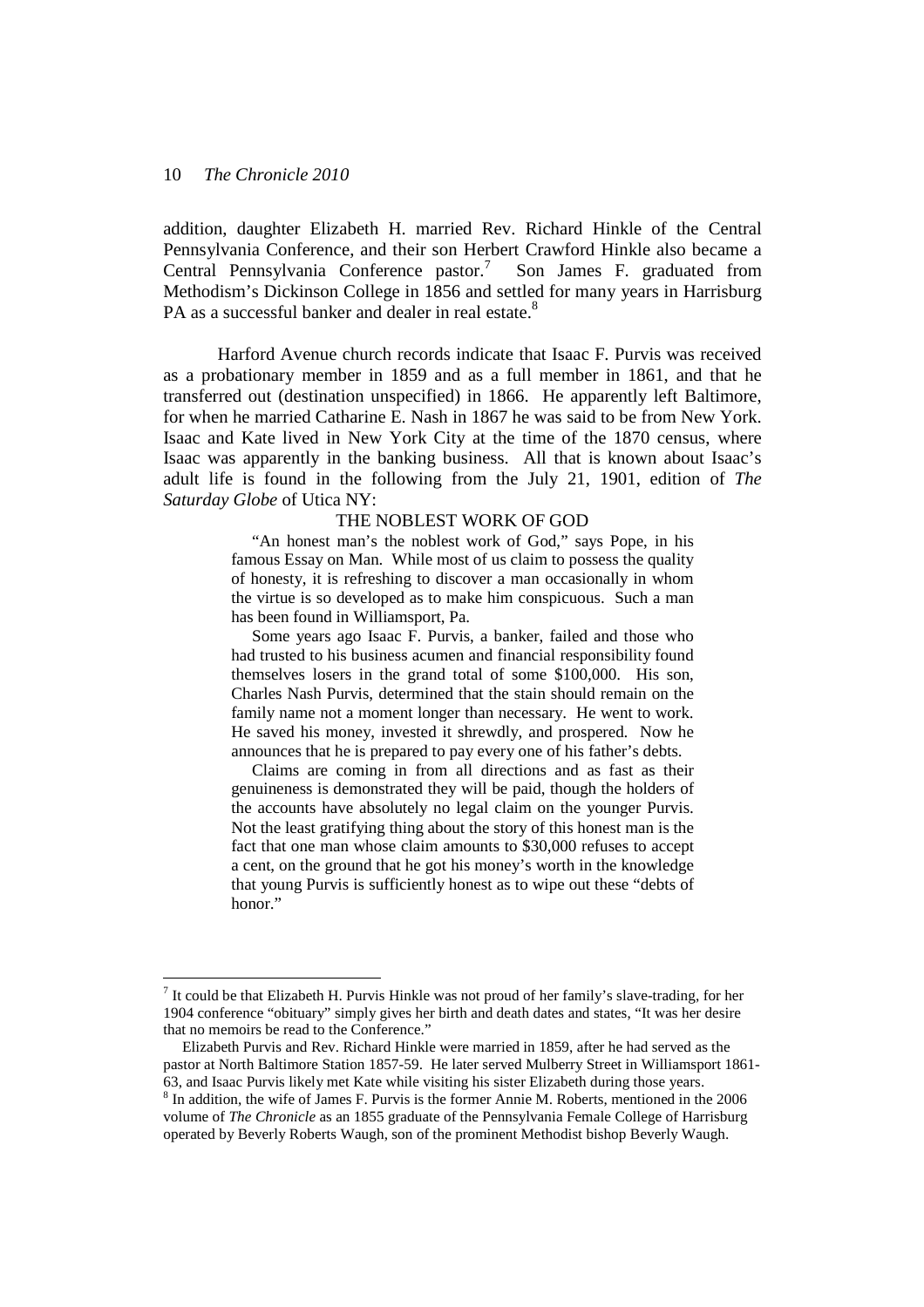addition, daughter Elizabeth H. married Rev. Richard Hinkle of the Central Pennsylvania Conference, and their son Herbert Crawford Hinkle also became a Central Pennsylvania Conference pastor.[7] Son James F. graduated from Methodism's Dickinson College in 1856 and settled for many years in Harrisburg PA as a successful banker and dealer in real estate.[8]

Harford Avenue church records indicate that Isaac F. Purvis was received as a probationary member in 1859 and as a full member in 1861, and that he transferred out (destination unspecified) in 1866. He apparently left Baltimore, for when he married Catharine E. Nash in 1867 he was said to be from New York. Isaac and Kate lived in New York City at the time of the 1870 census, where Isaac was apparently in the banking business. All that is known about Isaac's adult life is found in the following from the July 21, 1901, edition of *The Saturday Globe* of Utica NY:

> THE NOBLEST WORK OF GOD
>
> "An honest man's the noblest work of God," says Pope, in his famous Essay on Man. While most of us claim to possess the quality of honesty, it is refreshing to discover a man occasionally in whom the virtue is so developed as to make him conspicuous. Such a man has been found in Williamsport, Pa.
>
> Some years ago Isaac F. Purvis, a banker, failed and those who had trusted to his business acumen and financial responsibility found themselves losers in the grand total of some $100,000. His son, Charles Nash Purvis, determined that the stain should remain on the family name not a moment longer than necessary. He went to work. He saved his money, invested it shrewdly, and prospered. Now he announces that he is prepared to pay every one of his father's debts.
>
> Claims are coming in from all directions and as fast as their genuineness is demonstrated they will be paid, though the holders of the accounts have absolutely no legal claim on the younger Purvis. Not the least gratifying thing about the story of this honest man is the fact that one man whose claim amounts to $30,000 refuses to accept a cent, on the ground that he got his money's worth in the knowledge that young Purvis is sufficiently honest as to wipe out these "debts of honor."

---

[7] It could be that Elizabeth H. Purvis Hinkle was not proud of her family's slave-trading, for her 1904 conference "obituary" simply gives her birth and death dates and states, "It was her desire that no memoirs be read to the Conference."

Elizabeth Purvis and Rev. Richard Hinkle were married in 1859, after he had served as the pastor at North Baltimore Station 1857-59. He later served Mulberry Street in Williamsport 1861-63, and Isaac Purvis likely met Kate while visiting his sister Elizabeth during those years.

[8] In addition, the wife of James F. Purvis is the former Annie M. Roberts, mentioned in the 2006 volume of *The Chronicle* as an 1855 graduate of the Pennsylvania Female College of Harrisburg operated by Beverly Roberts Waugh, son of the prominent Methodist bishop Beverly Waugh.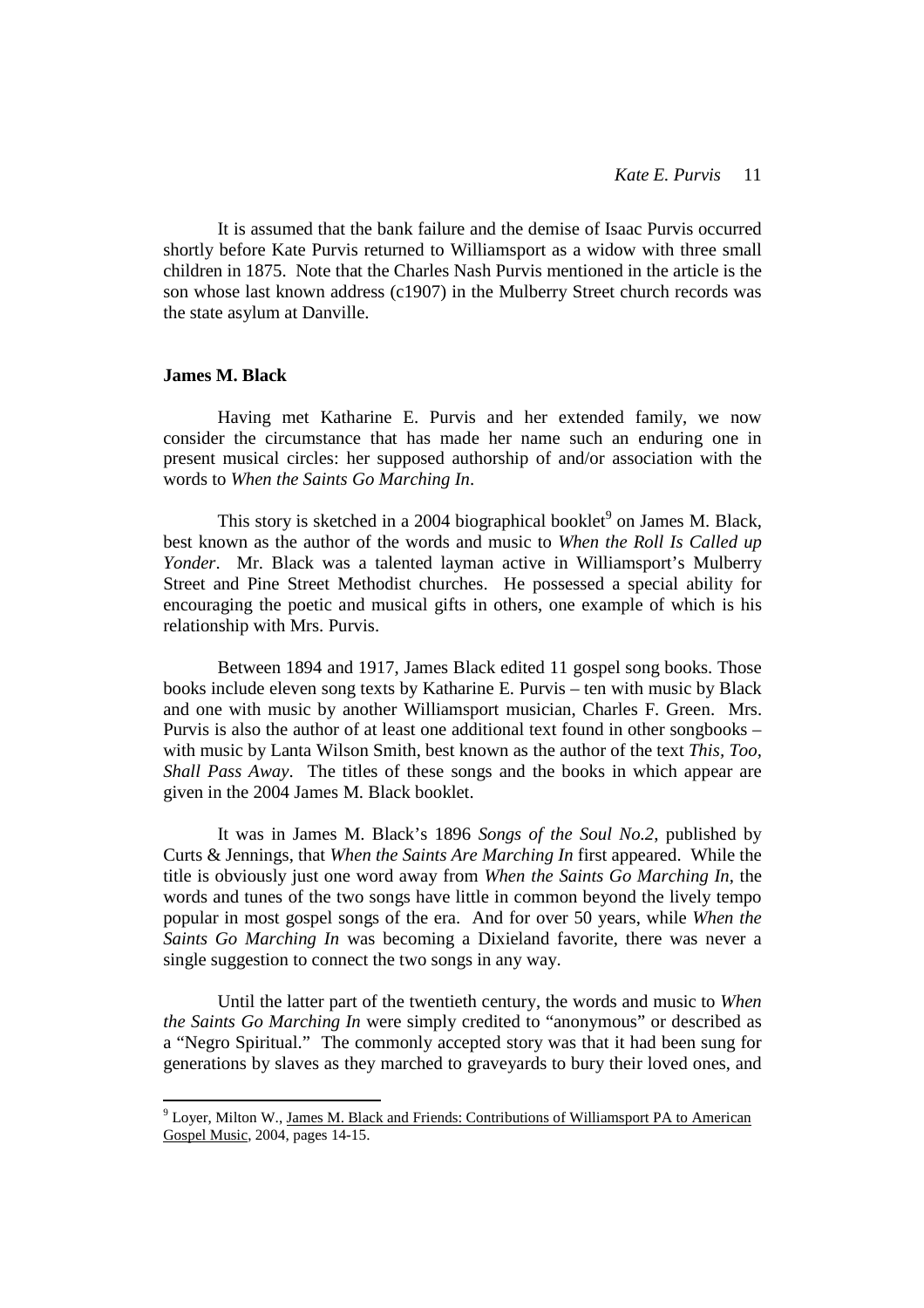It is assumed that the bank failure and the demise of Isaac Purvis occurred shortly before Kate Purvis returned to Williamsport as a widow with three small children in 1875. Note that the Charles Nash Purvis mentioned in the article is the son whose last known address (c1907) in the Mulberry Street church records was the state asylum at Danville.

### James M. Black

Having met Katharine E. Purvis and her extended family, we now consider the circumstance that has made her name such an enduring one in present musical circles: her supposed authorship of and/or association with the words to *When the Saints Go Marching In*.

This story is sketched in a 2004 biographical booklet[9] on James M. Black, best known as the author of the words and music to *When the Roll Is Called up Yonder*. Mr. Black was a talented layman active in Williamsport's Mulberry Street and Pine Street Methodist churches. He possessed a special ability for encouraging the poetic and musical gifts in others, one example of which is his relationship with Mrs. Purvis.

Between 1894 and 1917, James Black edited 11 gospel song books. Those books include eleven song texts by Katharine E. Purvis – ten with music by Black and one with music by another Williamsport musician, Charles F. Green. Mrs. Purvis is also the author of at least one additional text found in other songbooks – with music by Lanta Wilson Smith, best known as the author of the text *This, Too, Shall Pass Away*. The titles of these songs and the books in which appear are given in the 2004 James M. Black booklet.

It was in James M. Black's 1896 *Songs of the Soul No.2*, published by Curts & Jennings, that *When the Saints Are Marching In* first appeared. While the title is obviously just one word away from *When the Saints Go Marching In*, the words and tunes of the two songs have little in common beyond the lively tempo popular in most gospel songs of the era. And for over 50 years, while *When the Saints Go Marching In* was becoming a Dixieland favorite, there was never a single suggestion to connect the two songs in any way.

Until the latter part of the twentieth century, the words and music to *When the Saints Go Marching In* were simply credited to "anonymous" or described as a "Negro Spiritual." The commonly accepted story was that it had been sung for generations by slaves as they marched to graveyards to bury their loved ones, and

---

[9] Loyer, Milton W., James M. Black and Friends: Contributions of Williamsport PA to American Gospel Music, 2004, pages 14-15.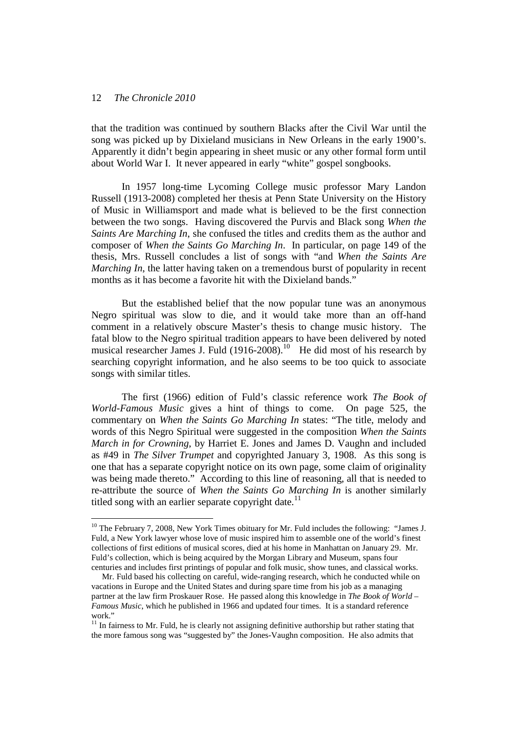that the tradition was continued by southern Blacks after the Civil War until the song was picked up by Dixieland musicians in New Orleans in the early 1900's. Apparently it didn't begin appearing in sheet music or any other formal form until about World War I. It never appeared in early "white" gospel songbooks.

In 1957 long-time Lycoming College music professor Mary Landon Russell (1913-2008) completed her thesis at Penn State University on the History of Music in Williamsport and made what is believed to be the first connection between the two songs. Having discovered the Purvis and Black song *When the Saints Are Marching In*, she confused the titles and credits them as the author and composer of *When the Saints Go Marching In*. In particular, on page 149 of the thesis, Mrs. Russell concludes a list of songs with "and *When the Saints Are Marching In*, the latter having taken on a tremendous burst of popularity in recent months as it has become a favorite hit with the Dixieland bands."

But the established belief that the now popular tune was an anonymous Negro spiritual was slow to die, and it would take more than an off-hand comment in a relatively obscure Master's thesis to change music history. The fatal blow to the Negro spiritual tradition appears to have been delivered by noted musical researcher James J. Fuld (1916-2008).[10] He did most of his research by searching copyright information, and he also seems to be too quick to associate songs with similar titles.

The first (1966) edition of Fuld's classic reference work *The Book of World-Famous Music* gives a hint of things to come. On page 525, the commentary on *When the Saints Go Marching In* states: "The title, melody and words of this Negro Spiritual were suggested in the composition *When the Saints March in for Crowning*, by Harriet E. Jones and James D. Vaughn and included as #49 in *The Silver Trumpet* and copyrighted January 3, 1908. As this song is one that has a separate copyright notice on its own page, some claim of originality was being made thereto." According to this line of reasoning, all that is needed to re-attribute the source of *When the Saints Go Marching In* is another similarly titled song with an earlier separate copyright date.[11]

---

[10] The February 7, 2008, New York Times obituary for Mr. Fuld includes the following: "James J. Fuld, a New York lawyer whose love of music inspired him to assemble one of the world's finest collections of first editions of musical scores, died at his home in Manhattan on January 29. Mr. Fuld's collection, which is being acquired by the Morgan Library and Museum, spans four centuries and includes first printings of popular and folk music, show tunes, and classical works.

Mr. Fuld based his collecting on careful, wide-ranging research, which he conducted while on vacations in Europe and the United States and during spare time from his job as a managing partner at the law firm Proskauer Rose. He passed along this knowledge in *The Book of World – Famous Music*, which he published in 1966 and updated four times. It is a standard reference work."

[11] In fairness to Mr. Fuld, he is clearly not assigning definitive authorship but rather stating that the more famous song was "suggested by" the Jones-Vaughn composition. He also admits that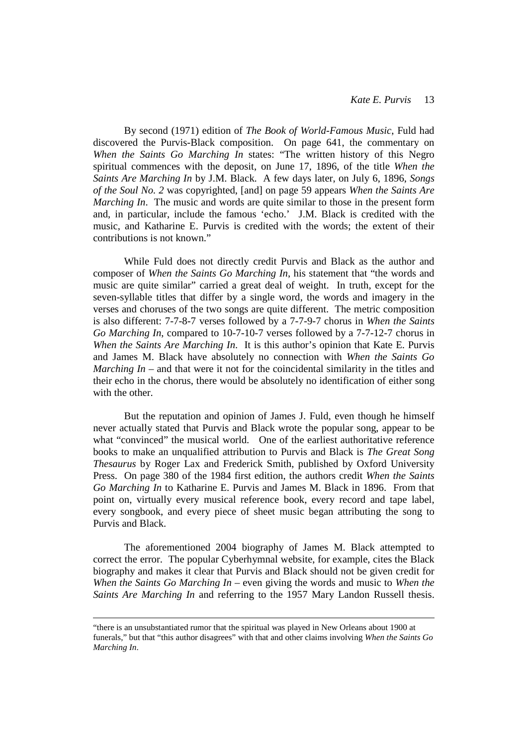By second (1971) edition of *The Book of World-Famous Music*, Fuld had discovered the Purvis-Black composition. On page 641, the commentary on *When the Saints Go Marching In* states: "The written history of this Negro spiritual commences with the deposit, on June 17, 1896, of the title *When the Saints Are Marching In* by J.M. Black. A few days later, on July 6, 1896, *Songs of the Soul No. 2* was copyrighted, [and] on page 59 appears *When the Saints Are Marching In*. The music and words are quite similar to those in the present form and, in particular, include the famous 'echo.' J.M. Black is credited with the music, and Katharine E. Purvis is credited with the words; the extent of their contributions is not known."

While Fuld does not directly credit Purvis and Black as the author and composer of *When the Saints Go Marching In*, his statement that "the words and music are quite similar" carried a great deal of weight. In truth, except for the seven-syllable titles that differ by a single word, the words and imagery in the verses and choruses of the two songs are quite different. The metric composition is also different: 7-7-8-7 verses followed by a 7-7-9-7 chorus in *When the Saints Go Marching In*, compared to 10-7-10-7 verses followed by a 7-7-12-7 chorus in *When the Saints Are Marching In*. It is this author's opinion that Kate E. Purvis and James M. Black have absolutely no connection with *When the Saints Go Marching In* – and that were it not for the coincidental similarity in the titles and their echo in the chorus, there would be absolutely no identification of either song with the other.

But the reputation and opinion of James J. Fuld, even though he himself never actually stated that Purvis and Black wrote the popular song, appear to be what "convinced" the musical world. One of the earliest authoritative reference books to make an unqualified attribution to Purvis and Black is *The Great Song Thesaurus* by Roger Lax and Frederick Smith, published by Oxford University Press. On page 380 of the 1984 first edition, the authors credit *When the Saints Go Marching In* to Katharine E. Purvis and James M. Black in 1896. From that point on, virtually every musical reference book, every record and tape label, every songbook, and every piece of sheet music began attributing the song to Purvis and Black.

The aforementioned 2004 biography of James M. Black attempted to correct the error. The popular Cyberhymnal website, for example, cites the Black biography and makes it clear that Purvis and Black should not be given credit for *When the Saints Go Marching In* – even giving the words and music to *When the Saints Are Marching In* and referring to the 1957 Mary Landon Russell thesis.

---

"there is an unsubstantiated rumor that the spiritual was played in New Orleans about 1900 at funerals," but that "this author disagrees" with that and other claims involving *When the Saints Go Marching In*.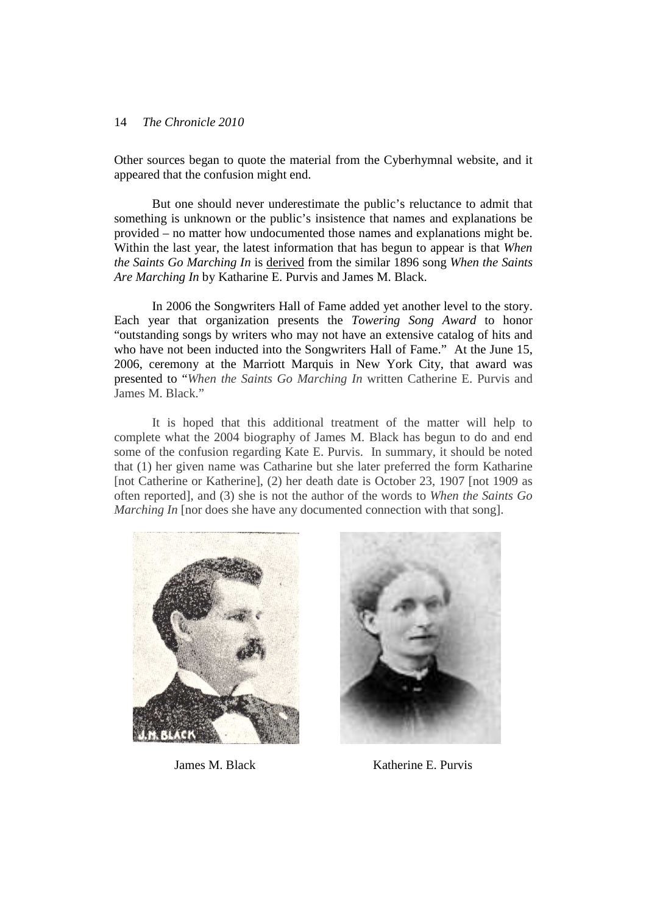Other sources began to quote the material from the Cyberhymnal website, and it appeared that the confusion might end.

But one should never underestimate the public's reluctance to admit that something is unknown or the public's insistence that names and explanations be provided – no matter how undocumented those names and explanations might be. Within the last year, the latest information that has begun to appear is that *When the Saints Go Marching In* is derived from the similar 1896 song *When the Saints Are Marching In* by Katharine E. Purvis and James M. Black.

In 2006 the Songwriters Hall of Fame added yet another level to the story. Each year that organization presents the *Towering Song Award* to honor "outstanding songs by writers who may not have an extensive catalog of hits and who have not been inducted into the Songwriters Hall of Fame." At the June 15, 2006, ceremony at the Marriott Marquis in New York City, that award was presented to "*When the Saints Go Marching In* written Catherine E. Purvis and James M. Black."

It is hoped that this additional treatment of the matter will help to complete what the 2004 biography of James M. Black has begun to do and end some of the confusion regarding Kate E. Purvis. In summary, it should be noted that (1) her given name was Catharine but she later preferred the form Katharine [not Catherine or Katherine], (2) her death date is October 23, 1907 [not 1909 as often reported], and (3) she is not the author of the words to *When the Saints Go Marching In* [nor does she have any documented connection with that song].

James M. Black

Katherine E. Purvis